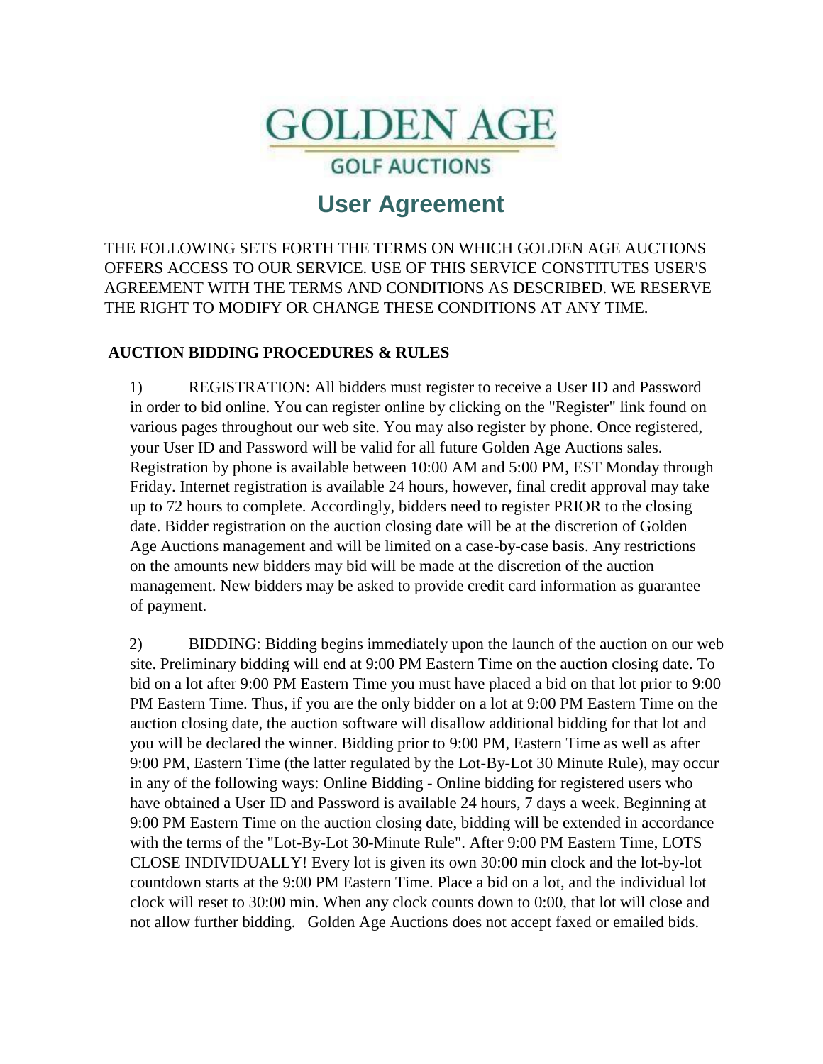# GOLDEN AGE

GOLF AUCTIONS

## User Agreement

THE FOLLOWING SETS FORTH THE TERMS ON WHICH GOLDEN AGE AUCTIONS OFFERS ACCESS TO OUR SERVICE. USE OF THIS SERVICE CONSTITUTES USER'S AGREEMENT WITH THE TERMS AND CONDITIONS AS DESCRIBED. WE RESERVE THE RIGHT TO MODIFY OR CHANGE THESE CONDITIONS AT ANY TIME.

### AUCTION BIDDING PROCEDURES & RULES

1) REGISTRATION: All bidders must register to receive a User ID and Password in order to bid online. You can register online by clicking on the "Register" link found on various pages throughout our web site. You may also register by phone. Once registered, your User ID and Password will be valid for all future Golden Age Auctions sales. Registration by phone is available between 10:00 AM and 5:00 PM, EST Monday through Friday. Internet registration is available 24 hours, however, final credit approval may take up to 72 hours to complete. Accordingly, bidders need to register PRIOR to the closing date. Bidder registration on the auction closing date will be at the discretion of Golden Age Auctions management and will be limited on a case-by-case basis. Any restrictions on the amounts new bidders may bid will be made at the discretion of the auction management. New bidders may be asked to provide credit card information as guarantee of payment.

2) BIDDING: Bidding begins immediately upon the launch of the auction on our web site. Preliminary bidding will end at 9:00 PM Eastern Time on the auction closing date. To bid on a lot after 9:00 PM Eastern Time you must have placed a bid on that lot prior to 9:00 PM Eastern Time. Thus, if you are the only bidder on a lot at 9:00 PM Eastern Time on the auction closing date, the auction software will disallow additional bidding for that lot and you will be declared the winner. Bidding prior to 9:00 PM, Eastern Time as well as after 9:00 PM, Eastern Time (the latter regulated by the Lot-By-Lot 30 Minute Rule), may occur in any of the following ways: Online Bidding - Online bidding for registered users who have obtained a User ID and Password is available 24 hours, 7 days a week. Beginning at 9:00 PM Eastern Time on the auction closing date, bidding will be extended in accordance with the terms of the "Lot-By-Lot 30-Minute Rule". After 9:00 PM Eastern Time, LOTS CLOSE INDIVIDUALLY! Every lot is given its own 30:00 min clock and the lot-by-lot countdown starts at the 9:00 PM Eastern Time. Place a bid on a lot, and the individual lot clock will reset to 30:00 min. When any clock counts down to 0:00, that lot will close and not allow further bidding. Golden Age Auctions does not accept faxed or emailed bids.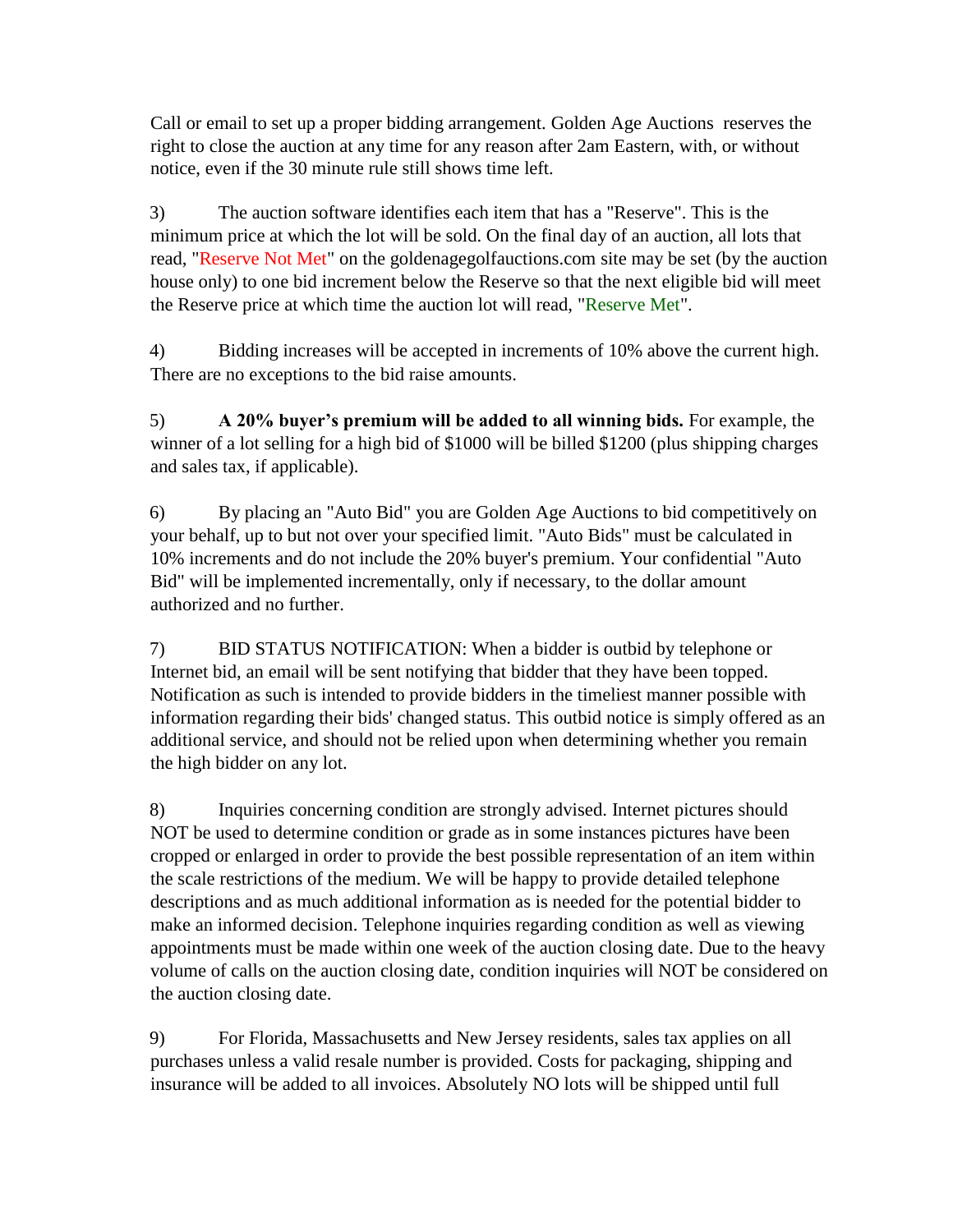Call or email to set up a proper bidding arrangement. Golden Age Auctions reserves the right to close the auction at any time for any reason after 2am Eastern, with, or without notice, even if the 30 minute rule still shows time left.

3) The auction software identifies each item that has a "Reserve". This is the minimum price at which the lot will be sold. On the final day of an auction, all lots that read, "Reserve Not Met" on the goldenagegolfauctions.com site may be set (by the auction house only) to one bid increment below the Reserve so that the next eligible bid will meet the Reserve price at which time the auction lot will read, "Reserve Met".

4) Bidding increases will be accepted in increments of 10% above the current high. There are no exceptions to the bid raise amounts.

5) **A 20% buyer's premium will be added to all winning bids.** For example, the winner of a lot selling for a high bid of $1000 will be billed $1200 (plus shipping charges and sales tax, if applicable).

6) By placing an "Auto Bid" you are Golden Age Auctions to bid competitively on your behalf, up to but not over your specified limit. "Auto Bids" must be calculated in 10% increments and do not include the 20% buyer's premium. Your confidential "Auto Bid" will be implemented incrementally, only if necessary, to the dollar amount authorized and no further.

7) BID STATUS NOTIFICATION: When a bidder is outbid by telephone or Internet bid, an email will be sent notifying that bidder that they have been topped. Notification as such is intended to provide bidders in the timeliest manner possible with information regarding their bids' changed status. This outbid notice is simply offered as an additional service, and should not be relied upon when determining whether you remain the high bidder on any lot.

8) Inquiries concerning condition are strongly advised. Internet pictures should NOT be used to determine condition or grade as in some instances pictures have been cropped or enlarged in order to provide the best possible representation of an item within the scale restrictions of the medium. We will be happy to provide detailed telephone descriptions and as much additional information as is needed for the potential bidder to make an informed decision. Telephone inquiries regarding condition as well as viewing appointments must be made within one week of the auction closing date. Due to the heavy volume of calls on the auction closing date, condition inquiries will NOT be considered on the auction closing date.

9) For Florida, Massachusetts and New Jersey residents, sales tax applies on all purchases unless a valid resale number is provided. Costs for packaging, shipping and insurance will be added to all invoices. Absolutely NO lots will be shipped until full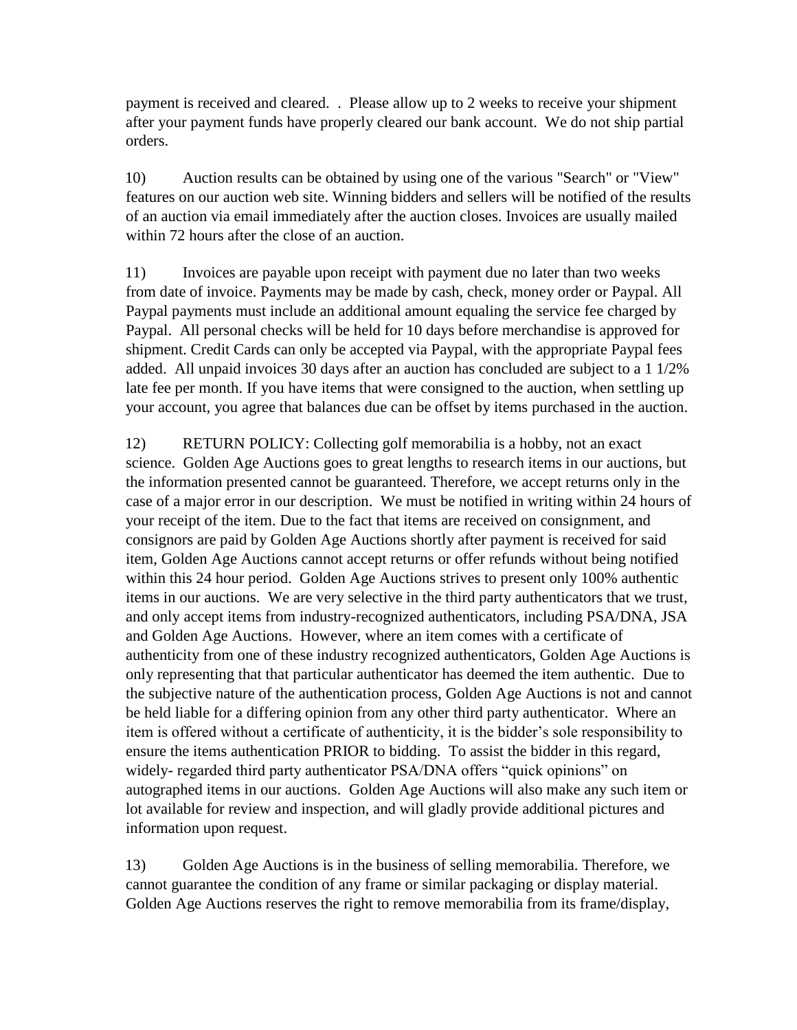payment is received and cleared. . Please allow up to 2 weeks to receive your shipment after your payment funds have properly cleared our bank account. We do not ship partial orders.

10) Auction results can be obtained by using one of the various "Search" or "View" features on our auction web site. Winning bidders and sellers will be notified of the results of an auction via email immediately after the auction closes. Invoices are usually mailed within 72 hours after the close of an auction.

11) Invoices are payable upon receipt with payment due no later than two weeks from date of invoice. Payments may be made by cash, check, money order or Paypal. All Paypal payments must include an additional amount equaling the service fee charged by Paypal. All personal checks will be held for 10 days before merchandise is approved for shipment. Credit Cards can only be accepted via Paypal, with the appropriate Paypal fees added. All unpaid invoices 30 days after an auction has concluded are subject to a 1 1/2% late fee per month. If you have items that were consigned to the auction, when settling up your account, you agree that balances due can be offset by items purchased in the auction.

12) RETURN POLICY: Collecting golf memorabilia is a hobby, not an exact science. Golden Age Auctions goes to great lengths to research items in our auctions, but the information presented cannot be guaranteed. Therefore, we accept returns only in the case of a major error in our description. We must be notified in writing within 24 hours of your receipt of the item. Due to the fact that items are received on consignment, and consignors are paid by Golden Age Auctions shortly after payment is received for said item, Golden Age Auctions cannot accept returns or offer refunds without being notified within this 24 hour period. Golden Age Auctions strives to present only 100% authentic items in our auctions. We are very selective in the third party authenticators that we trust, and only accept items from industry-recognized authenticators, including PSA/DNA, JSA and Golden Age Auctions. However, where an item comes with a certificate of authenticity from one of these industry recognized authenticators, Golden Age Auctions is only representing that that particular authenticator has deemed the item authentic. Due to the subjective nature of the authentication process, Golden Age Auctions is not and cannot be held liable for a differing opinion from any other third party authenticator. Where an item is offered without a certificate of authenticity, it is the bidder's sole responsibility to ensure the items authentication PRIOR to bidding. To assist the bidder in this regard, widely- regarded third party authenticator PSA/DNA offers "quick opinions" on autographed items in our auctions. Golden Age Auctions will also make any such item or lot available for review and inspection, and will gladly provide additional pictures and information upon request.

13) Golden Age Auctions is in the business of selling memorabilia. Therefore, we cannot guarantee the condition of any frame or similar packaging or display material. Golden Age Auctions reserves the right to remove memorabilia from its frame/display,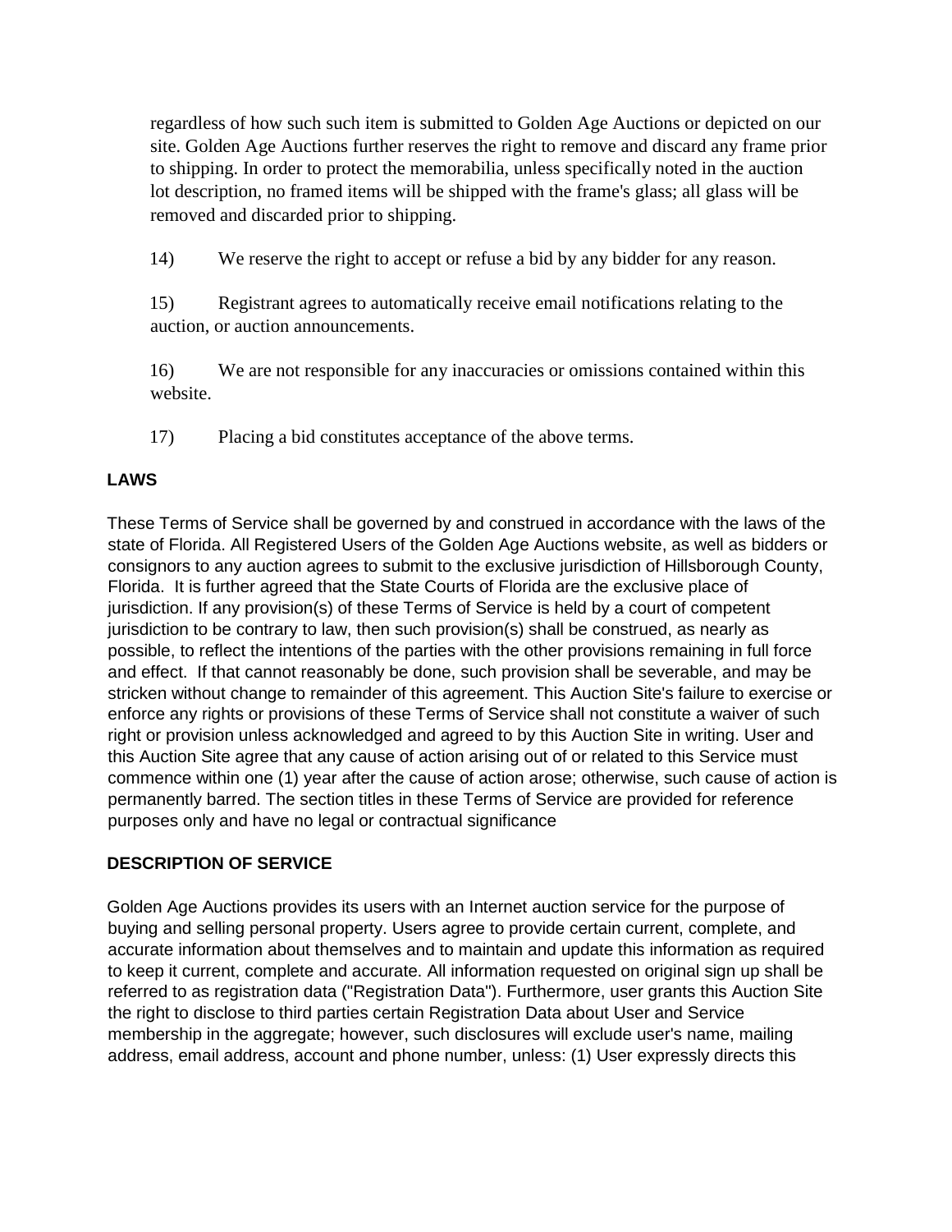regardless of how such such item is submitted to Golden Age Auctions or depicted on our site. Golden Age Auctions further reserves the right to remove and discard any frame prior to shipping. In order to protect the memorabilia, unless specifically noted in the auction lot description, no framed items will be shipped with the frame's glass; all glass will be removed and discarded prior to shipping.

14) We reserve the right to accept or refuse a bid by any bidder for any reason.

15) Registrant agrees to automatically receive email notifications relating to the auction, or auction announcements.

16) We are not responsible for any inaccuracies or omissions contained within this website.

17) Placing a bid constitutes acceptance of the above terms.

**LAWS**

These Terms of Service shall be governed by and construed in accordance with the laws of the state of Florida. All Registered Users of the Golden Age Auctions website, as well as bidders or consignors to any auction agrees to submit to the exclusive jurisdiction of Hillsborough County, Florida. It is further agreed that the State Courts of Florida are the exclusive place of jurisdiction. If any provision(s) of these Terms of Service is held by a court of competent jurisdiction to be contrary to law, then such provision(s) shall be construed, as nearly as possible, to reflect the intentions of the parties with the other provisions remaining in full force and effect. If that cannot reasonably be done, such provision shall be severable, and may be stricken without change to remainder of this agreement. This Auction Site's failure to exercise or enforce any rights or provisions of these Terms of Service shall not constitute a waiver of such right or provision unless acknowledged and agreed to by this Auction Site in writing. User and this Auction Site agree that any cause of action arising out of or related to this Service must commence within one (1) year after the cause of action arose; otherwise, such cause of action is permanently barred. The section titles in these Terms of Service are provided for reference purposes only and have no legal or contractual significance

**DESCRIPTION OF SERVICE**

Golden Age Auctions provides its users with an Internet auction service for the purpose of buying and selling personal property. Users agree to provide certain current, complete, and accurate information about themselves and to maintain and update this information as required to keep it current, complete and accurate. All information requested on original sign up shall be referred to as registration data ("Registration Data"). Furthermore, user grants this Auction Site the right to disclose to third parties certain Registration Data about User and Service membership in the aggregate; however, such disclosures will exclude user's name, mailing address, email address, account and phone number, unless: (1) User expressly directs this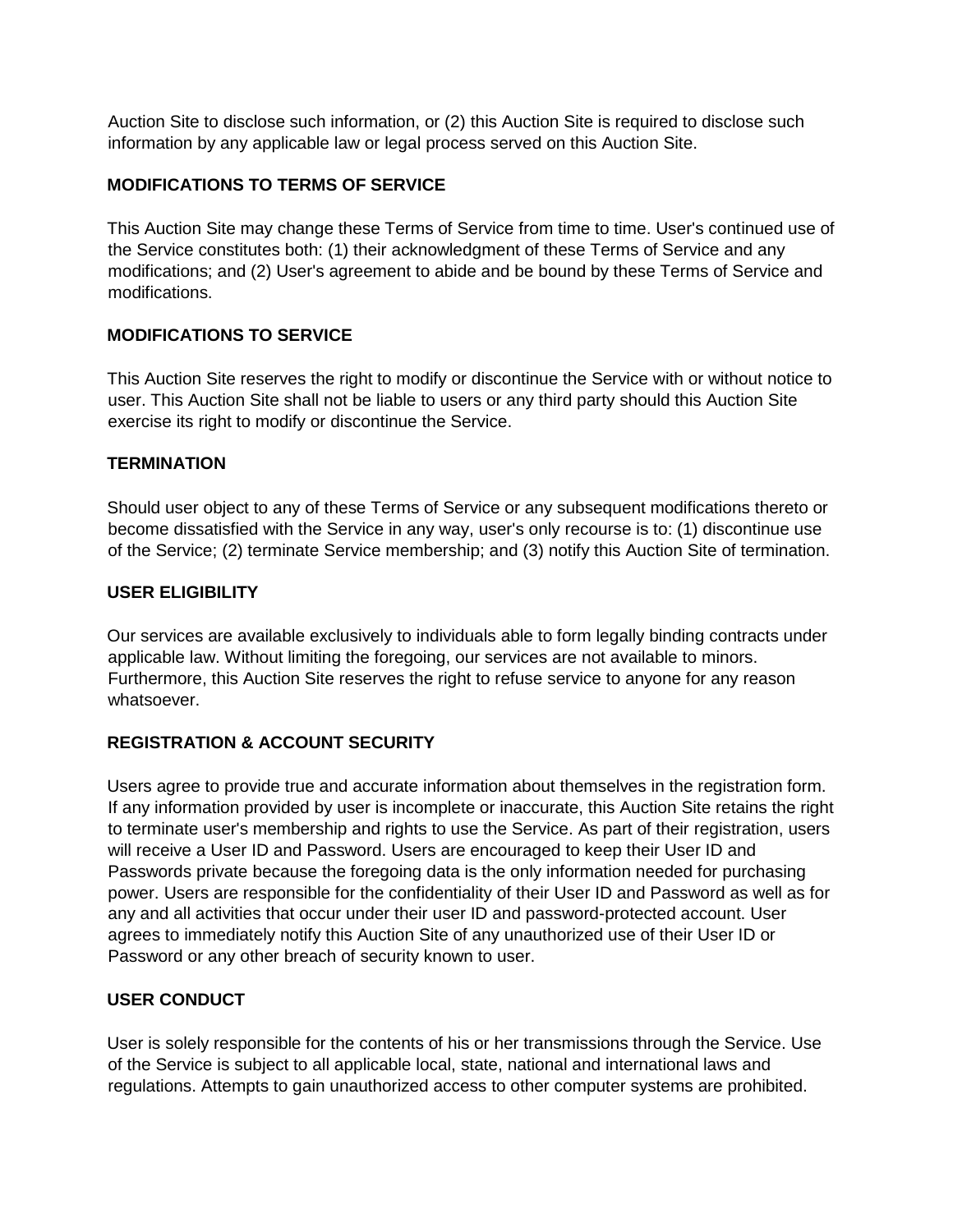Auction Site to disclose such information, or (2) this Auction Site is required to disclose such information by any applicable law or legal process served on this Auction Site.

## MODIFICATIONS TO TERMS OF SERVICE

This Auction Site may change these Terms of Service from time to time. User's continued use of the Service constitutes both: (1) their acknowledgment of these Terms of Service and any modifications; and (2) User's agreement to abide and be bound by these Terms of Service and modifications.

## MODIFICATIONS TO SERVICE

This Auction Site reserves the right to modify or discontinue the Service with or without notice to user. This Auction Site shall not be liable to users or any third party should this Auction Site exercise its right to modify or discontinue the Service.

## TERMINATION

Should user object to any of these Terms of Service or any subsequent modifications thereto or become dissatisfied with the Service in any way, user's only recourse is to: (1) discontinue use of the Service; (2) terminate Service membership; and (3) notify this Auction Site of termination.

## USER ELIGIBILITY

Our services are available exclusively to individuals able to form legally binding contracts under applicable law. Without limiting the foregoing, our services are not available to minors. Furthermore, this Auction Site reserves the right to refuse service to anyone for any reason whatsoever.

## REGISTRATION & ACCOUNT SECURITY

Users agree to provide true and accurate information about themselves in the registration form. If any information provided by user is incomplete or inaccurate, this Auction Site retains the right to terminate user's membership and rights to use the Service. As part of their registration, users will receive a User ID and Password. Users are encouraged to keep their User ID and Passwords private because the foregoing data is the only information needed for purchasing power. Users are responsible for the confidentiality of their User ID and Password as well as for any and all activities that occur under their user ID and password-protected account. User agrees to immediately notify this Auction Site of any unauthorized use of their User ID or Password or any other breach of security known to user.

## USER CONDUCT

User is solely responsible for the contents of his or her transmissions through the Service. Use of the Service is subject to all applicable local, state, national and international laws and regulations. Attempts to gain unauthorized access to other computer systems are prohibited.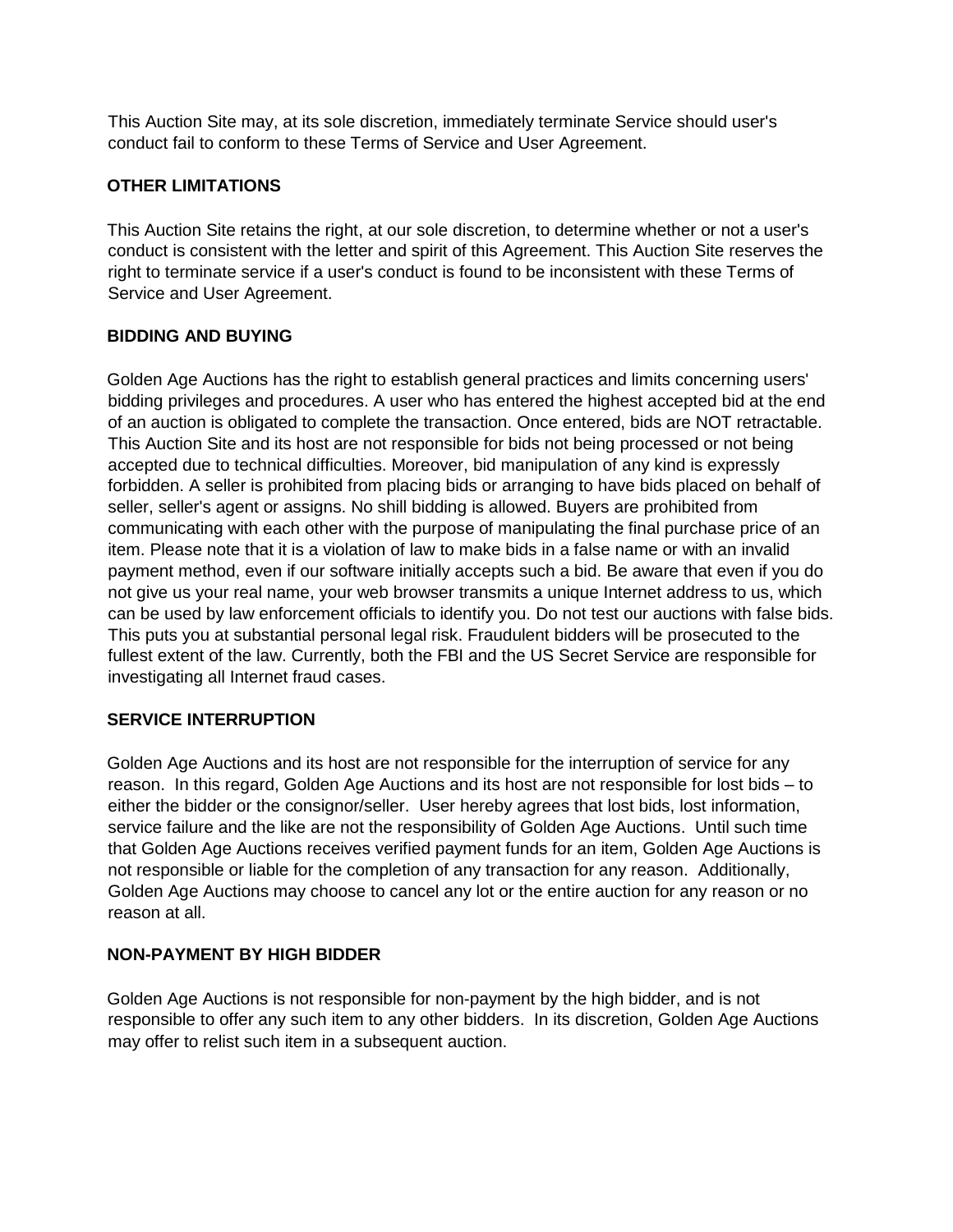This Auction Site may, at its sole discretion, immediately terminate Service should user's conduct fail to conform to these Terms of Service and User Agreement.

**OTHER LIMITATIONS**

This Auction Site retains the right, at our sole discretion, to determine whether or not a user's conduct is consistent with the letter and spirit of this Agreement. This Auction Site reserves the right to terminate service if a user's conduct is found to be inconsistent with these Terms of Service and User Agreement.

**BIDDING AND BUYING**

Golden Age Auctions has the right to establish general practices and limits concerning users' bidding privileges and procedures. A user who has entered the highest accepted bid at the end of an auction is obligated to complete the transaction. Once entered, bids are NOT retractable. This Auction Site and its host are not responsible for bids not being processed or not being accepted due to technical difficulties. Moreover, bid manipulation of any kind is expressly forbidden. A seller is prohibited from placing bids or arranging to have bids placed on behalf of seller, seller's agent or assigns. No shill bidding is allowed. Buyers are prohibited from communicating with each other with the purpose of manipulating the final purchase price of an item. Please note that it is a violation of law to make bids in a false name or with an invalid payment method, even if our software initially accepts such a bid. Be aware that even if you do not give us your real name, your web browser transmits a unique Internet address to us, which can be used by law enforcement officials to identify you. Do not test our auctions with false bids. This puts you at substantial personal legal risk. Fraudulent bidders will be prosecuted to the fullest extent of the law. Currently, both the FBI and the US Secret Service are responsible for investigating all Internet fraud cases.

**SERVICE INTERRUPTION**

Golden Age Auctions and its host are not responsible for the interruption of service for any reason. In this regard, Golden Age Auctions and its host are not responsible for lost bids – to either the bidder or the consignor/seller. User hereby agrees that lost bids, lost information, service failure and the like are not the responsibility of Golden Age Auctions. Until such time that Golden Age Auctions receives verified payment funds for an item, Golden Age Auctions is not responsible or liable for the completion of any transaction for any reason. Additionally, Golden Age Auctions may choose to cancel any lot or the entire auction for any reason or no reason at all.

**NON-PAYMENT BY HIGH BIDDER**

Golden Age Auctions is not responsible for non-payment by the high bidder, and is not responsible to offer any such item to any other bidders. In its discretion, Golden Age Auctions may offer to relist such item in a subsequent auction.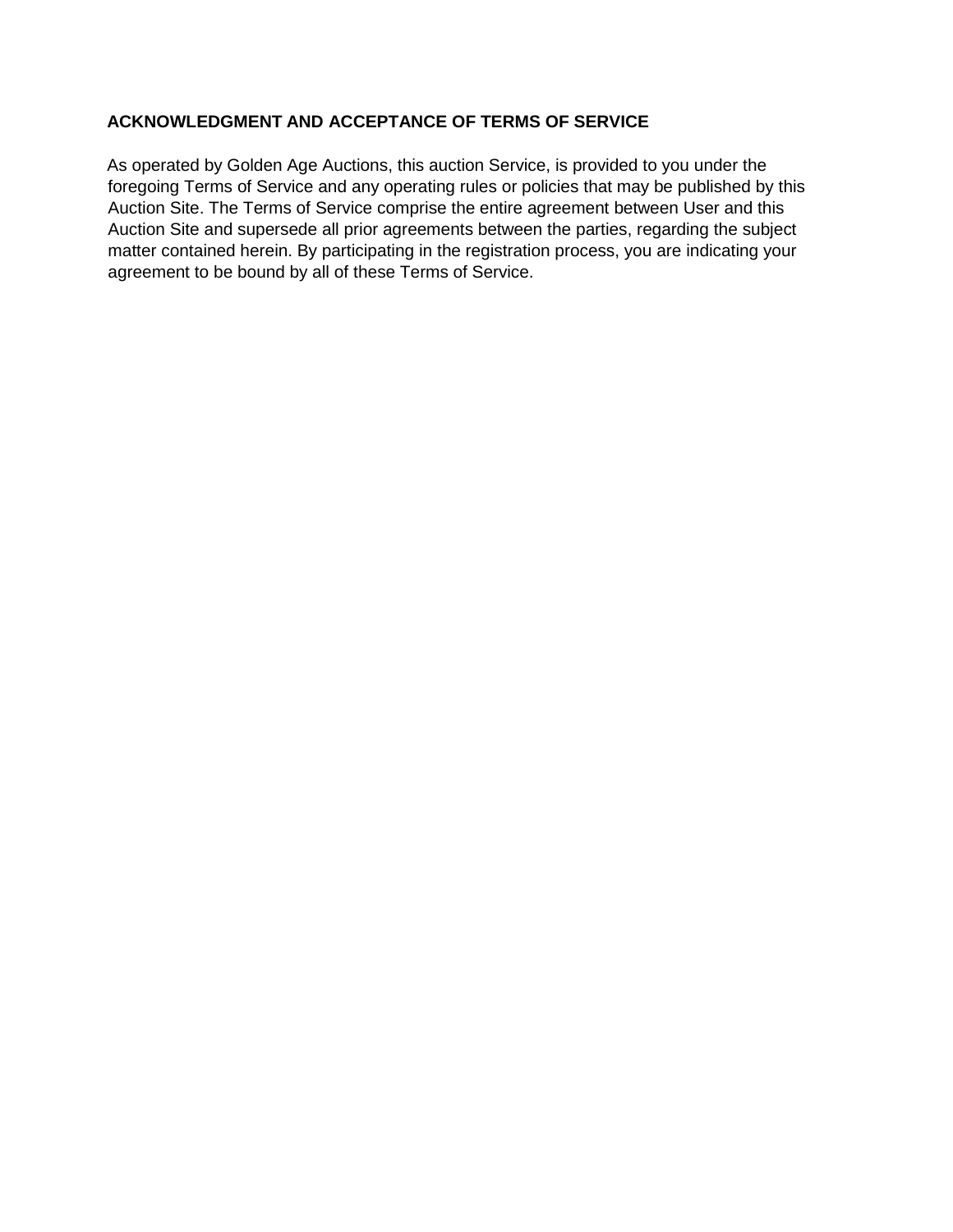## ACKNOWLEDGMENT AND ACCEPTANCE OF TERMS OF SERVICE

As operated by Golden Age Auctions, this auction Service, is provided to you under the foregoing Terms of Service and any operating rules or policies that may be published by this Auction Site. The Terms of Service comprise the entire agreement between User and this Auction Site and supersede all prior agreements between the parties, regarding the subject matter contained herein. By participating in the registration process, you are indicating your agreement to be bound by all of these Terms of Service.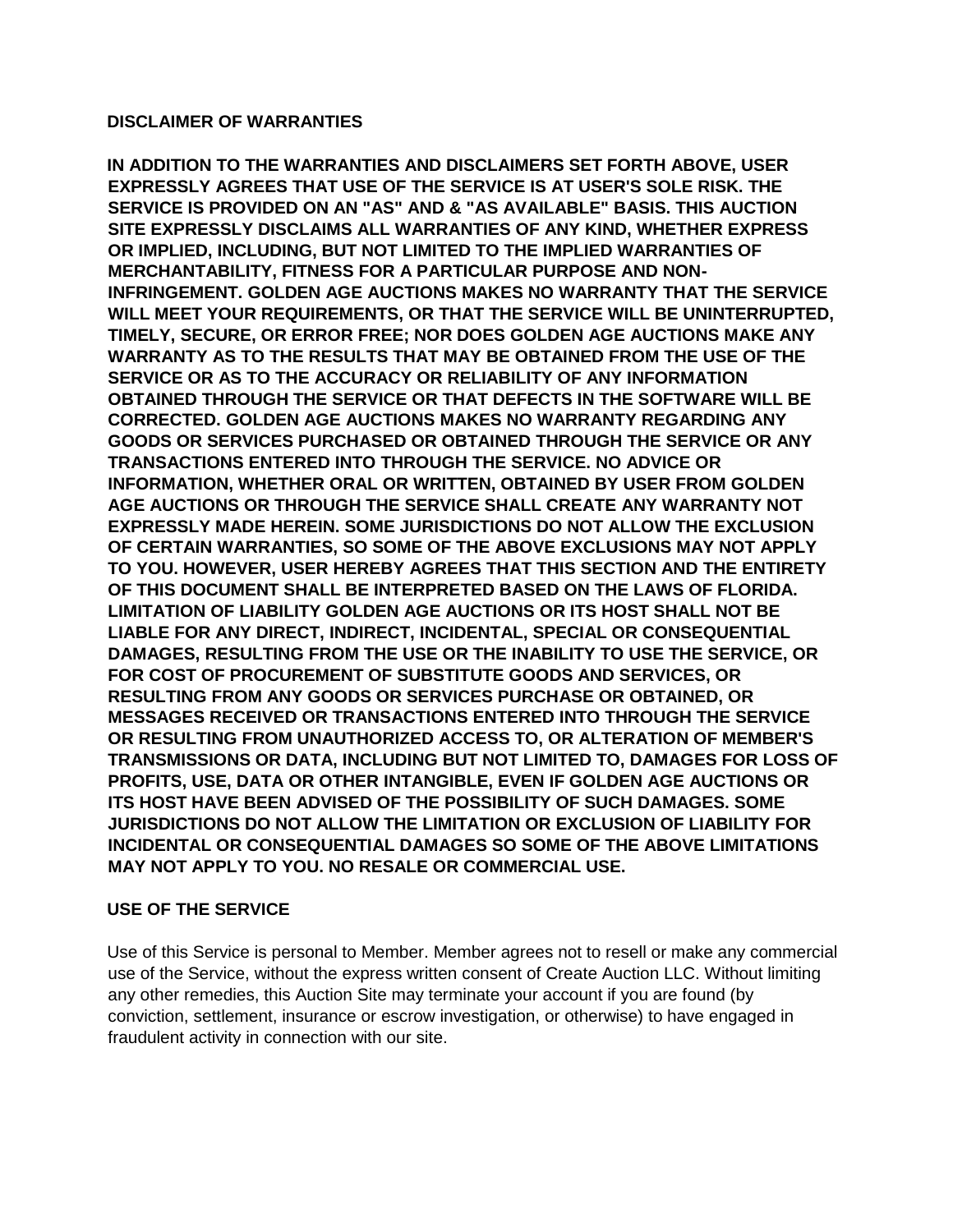**DISCLAIMER OF WARRANTIES**

**IN ADDITION TO THE WARRANTIES AND DISCLAIMERS SET FORTH ABOVE, USER EXPRESSLY AGREES THAT USE OF THE SERVICE IS AT USER'S SOLE RISK. THE SERVICE IS PROVIDED ON AN "AS" AND & "AS AVAILABLE" BASIS. THIS AUCTION SITE EXPRESSLY DISCLAIMS ALL WARRANTIES OF ANY KIND, WHETHER EXPRESS OR IMPLIED, INCLUDING, BUT NOT LIMITED TO THE IMPLIED WARRANTIES OF MERCHANTABILITY, FITNESS FOR A PARTICULAR PURPOSE AND NON-INFRINGEMENT. GOLDEN AGE AUCTIONS MAKES NO WARRANTY THAT THE SERVICE WILL MEET YOUR REQUIREMENTS, OR THAT THE SERVICE WILL BE UNINTERRUPTED, TIMELY, SECURE, OR ERROR FREE; NOR DOES GOLDEN AGE AUCTIONS MAKE ANY WARRANTY AS TO THE RESULTS THAT MAY BE OBTAINED FROM THE USE OF THE SERVICE OR AS TO THE ACCURACY OR RELIABILITY OF ANY INFORMATION OBTAINED THROUGH THE SERVICE OR THAT DEFECTS IN THE SOFTWARE WILL BE CORRECTED. GOLDEN AGE AUCTIONS MAKES NO WARRANTY REGARDING ANY GOODS OR SERVICES PURCHASED OR OBTAINED THROUGH THE SERVICE OR ANY TRANSACTIONS ENTERED INTO THROUGH THE SERVICE. NO ADVICE OR INFORMATION, WHETHER ORAL OR WRITTEN, OBTAINED BY USER FROM GOLDEN AGE AUCTIONS OR THROUGH THE SERVICE SHALL CREATE ANY WARRANTY NOT EXPRESSLY MADE HEREIN. SOME JURISDICTIONS DO NOT ALLOW THE EXCLUSION OF CERTAIN WARRANTIES, SO SOME OF THE ABOVE EXCLUSIONS MAY NOT APPLY TO YOU. HOWEVER, USER HEREBY AGREES THAT THIS SECTION AND THE ENTIRETY OF THIS DOCUMENT SHALL BE INTERPRETED BASED ON THE LAWS OF FLORIDA. LIMITATION OF LIABILITY GOLDEN AGE AUCTIONS OR ITS HOST SHALL NOT BE LIABLE FOR ANY DIRECT, INDIRECT, INCIDENTAL, SPECIAL OR CONSEQUENTIAL DAMAGES, RESULTING FROM THE USE OR THE INABILITY TO USE THE SERVICE, OR FOR COST OF PROCUREMENT OF SUBSTITUTE GOODS AND SERVICES, OR RESULTING FROM ANY GOODS OR SERVICES PURCHASE OR OBTAINED, OR MESSAGES RECEIVED OR TRANSACTIONS ENTERED INTO THROUGH THE SERVICE OR RESULTING FROM UNAUTHORIZED ACCESS TO, OR ALTERATION OF MEMBER'S TRANSMISSIONS OR DATA, INCLUDING BUT NOT LIMITED TO, DAMAGES FOR LOSS OF PROFITS, USE, DATA OR OTHER INTANGIBLE, EVEN IF GOLDEN AGE AUCTIONS OR ITS HOST HAVE BEEN ADVISED OF THE POSSIBILITY OF SUCH DAMAGES. SOME JURISDICTIONS DO NOT ALLOW THE LIMITATION OR EXCLUSION OF LIABILITY FOR INCIDENTAL OR CONSEQUENTIAL DAMAGES SO SOME OF THE ABOVE LIMITATIONS MAY NOT APPLY TO YOU. NO RESALE OR COMMERCIAL USE.**

**USE OF THE SERVICE**

Use of this Service is personal to Member. Member agrees not to resell or make any commercial use of the Service, without the express written consent of Create Auction LLC. Without limiting any other remedies, this Auction Site may terminate your account if you are found (by conviction, settlement, insurance or escrow investigation, or otherwise) to have engaged in fraudulent activity in connection with our site.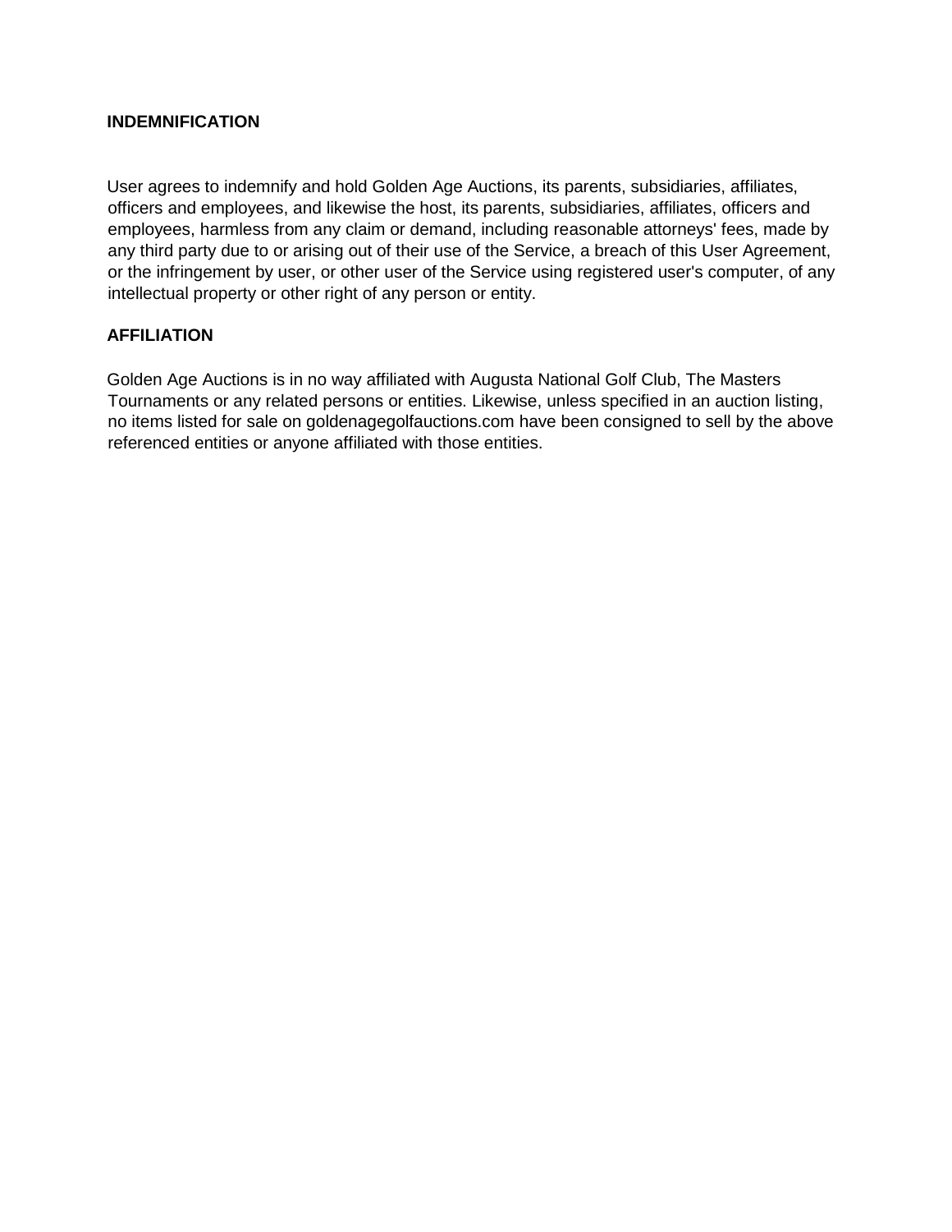**INDEMNIFICATION**

User agrees to indemnify and hold Golden Age Auctions, its parents, subsidiaries, affiliates, officers and employees, and likewise the host, its parents, subsidiaries, affiliates, officers and employees, harmless from any claim or demand, including reasonable attorneys' fees, made by any third party due to or arising out of their use of the Service, a breach of this User Agreement, or the infringement by user, or other user of the Service using registered user's computer, of any intellectual property or other right of any person or entity.

**AFFILIATION**

Golden Age Auctions is in no way affiliated with Augusta National Golf Club, The Masters Tournaments or any related persons or entities. Likewise, unless specified in an auction listing, no items listed for sale on goldenagegolfauctions.com have been consigned to sell by the above referenced entities or anyone affiliated with those entities.